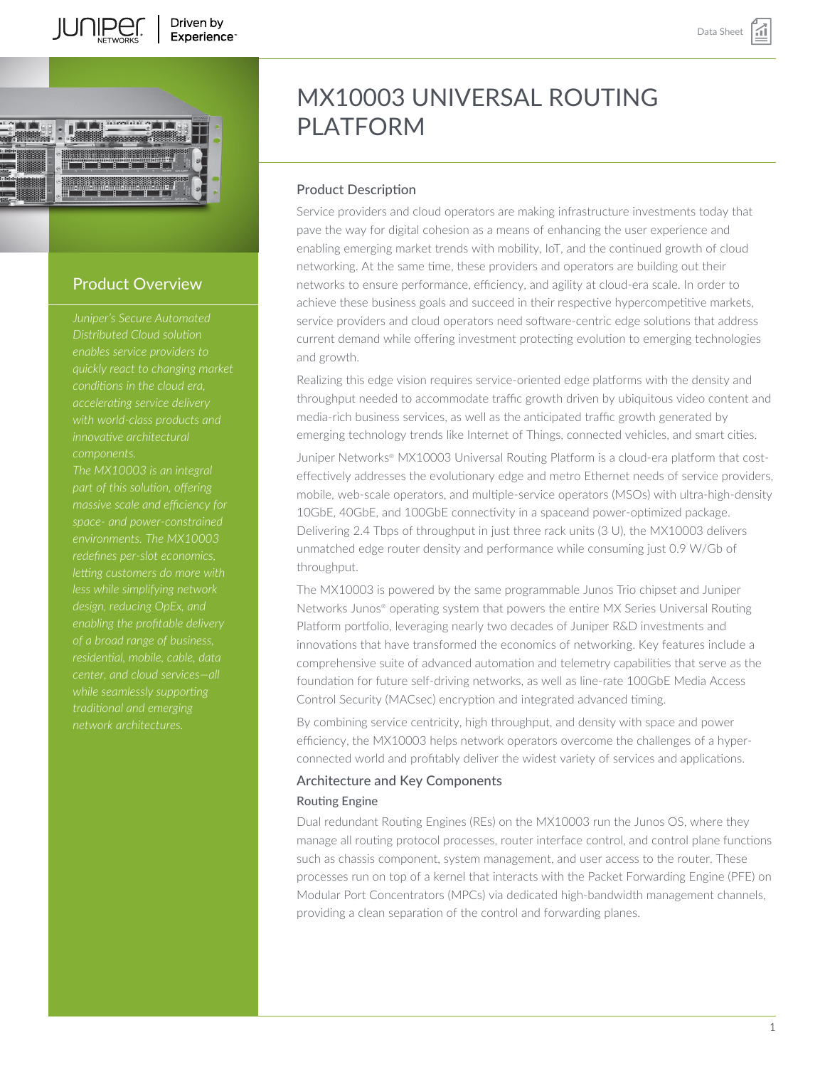# MX10003 UNIVERSAL ROUTING PLATFORM

## Product Overview

*Juniper's Secure Automated Distributed Cloud solution enables service providers to quickly react to changing market conditions in the cloud era, accelerating service delivery with world-class products and innovative architectural components.*

*The MX10003 is an integral part of this solution, offering massive scale and efficiency for space- and power-constrained environments. The MX10003 redefines per-slot economics, letting customers do more with less while simplifying network design, reducing OpEx, and enabling the profitable delivery of a broad range of business, residential, mobile, cable, data center, and cloud services—all while seamlessly supporting traditional and emerging network architectures.*

## Product Description

Service providers and cloud operators are making infrastructure investments today that pave the way for digital cohesion as a means of enhancing the user experience and enabling emerging market trends with mobility, IoT, and the continued growth of cloud networking. At the same time, these providers and operators are building out their networks to ensure performance, efficiency, and agility at cloud-era scale. In order to achieve these business goals and succeed in their respective hypercompetitive markets, service providers and cloud operators need software-centric edge solutions that address current demand while offering investment protecting evolution to emerging technologies and growth.

Realizing this edge vision requires service-oriented edge platforms with the density and throughput needed to accommodate traffic growth driven by ubiquitous video content and media-rich business services, as well as the anticipated traffic growth generated by emerging technology trends like Internet of Things, connected vehicles, and smart cities.

Juniper Networks® MX10003 Universal Routing Platform is a cloud-era platform that cost-effectively addresses the evolutionary edge and metro Ethernet needs of service providers, mobile, web-scale operators, and multiple-service operators (MSOs) with ultra-high-density 10GbE, 40GbE, and 100GbE connectivity in a spaceand power-optimized package. Delivering 2.4 Tbps of throughput in just three rack units (3 U), the MX10003 delivers unmatched edge router density and performance while consuming just 0.9 W/Gb of throughput.

The MX10003 is powered by the same programmable Junos Trio chipset and Juniper Networks Junos® operating system that powers the entire MX Series Universal Routing Platform portfolio, leveraging nearly two decades of Juniper R&D investments and innovations that have transformed the economics of networking. Key features include a comprehensive suite of advanced automation and telemetry capabilities that serve as the foundation for future self-driving networks, as well as line-rate 100GbE Media Access Control Security (MACsec) encryption and integrated advanced timing.

By combining service centricity, high throughput, and density with space and power efficiency, the MX10003 helps network operators overcome the challenges of a hyper-connected world and profitably deliver the widest variety of services and applications.

## Architecture and Key Components

### Routing Engine

Dual redundant Routing Engines (REs) on the MX10003 run the Junos OS, where they manage all routing protocol processes, router interface control, and control plane functions such as chassis component, system management, and user access to the router. These processes run on top of a kernel that interacts with the Packet Forwarding Engine (PFE) on Modular Port Concentrators (MPCs) via dedicated high-bandwidth management channels, providing a clean separation of the control and forwarding planes.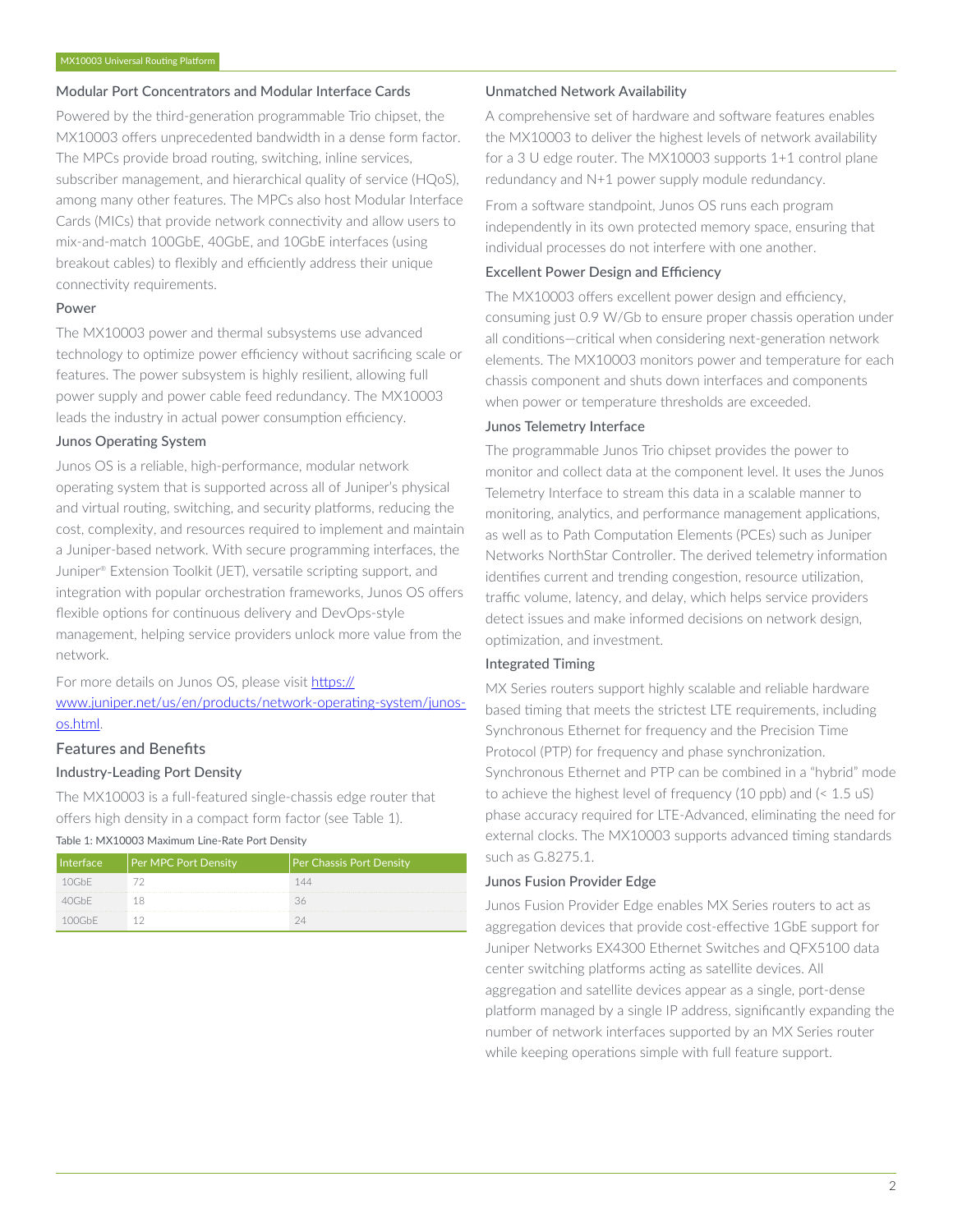### Modular Port Concentrators and Modular Interface Cards

Powered by the third-generation programmable Trio chipset, the MX10003 offers unprecedented bandwidth in a dense form factor. The MPCs provide broad routing, switching, inline services, subscriber management, and hierarchical quality of service (HQoS), among many other features. The MPCs also host Modular Interface Cards (MICs) that provide network connectivity and allow users to mix-and-match 100GbE, 40GbE, and 10GbE interfaces (using breakout cables) to flexibly and efficiently address their unique connectivity requirements.

### Power

The MX10003 power and thermal subsystems use advanced technology to optimize power efficiency without sacrificing scale or features. The power subsystem is highly resilient, allowing full power supply and power cable feed redundancy. The MX10003 leads the industry in actual power consumption efficiency.

### Junos Operating System

Junos OS is a reliable, high-performance, modular network operating system that is supported across all of Juniper's physical and virtual routing, switching, and security platforms, reducing the cost, complexity, and resources required to implement and maintain a Juniper-based network. With secure programming interfaces, the Juniper® Extension Toolkit (JET), versatile scripting support, and integration with popular orchestration frameworks, Junos OS offers flexible options for continuous delivery and DevOps-style management, helping service providers unlock more value from the network.

For more details on Junos OS, please visit [https://www.juniper.net/us/en/products/network-operating-system/junos-os.html](https://www.juniper.net/us/en/products/network-operating-system/junos-os.html).

## Features and Benefits

### Industry-Leading Port Density

The MX10003 is a full-featured single-chassis edge router that offers high density in a compact form factor (see Table 1).

Table 1: MX10003 Maximum Line-Rate Port Density

| Interface | Per MPC Port Density | Per Chassis Port Density |
| --- | --- | --- |
| 10GbE | 72 | 144 |
| 40GbE | 18 | 36 |
| 100GbE | 12 | 24 |

### Unmatched Network Availability

A comprehensive set of hardware and software features enables the MX10003 to deliver the highest levels of network availability for a 3 U edge router. The MX10003 supports 1+1 control plane redundancy and N+1 power supply module redundancy.

From a software standpoint, Junos OS runs each program independently in its own protected memory space, ensuring that individual processes do not interfere with one another.

### Excellent Power Design and Efficiency

The MX10003 offers excellent power design and efficiency, consuming just 0.9 W/Gb to ensure proper chassis operation under all conditions—critical when considering next-generation network elements. The MX10003 monitors power and temperature for each chassis component and shuts down interfaces and components when power or temperature thresholds are exceeded.

### Junos Telemetry Interface

The programmable Junos Trio chipset provides the power to monitor and collect data at the component level. It uses the Junos Telemetry Interface to stream this data in a scalable manner to monitoring, analytics, and performance management applications, as well as to Path Computation Elements (PCEs) such as Juniper Networks NorthStar Controller. The derived telemetry information identifies current and trending congestion, resource utilization, traffic volume, latency, and delay, which helps service providers detect issues and make informed decisions on network design, optimization, and investment.

### Integrated Timing

MX Series routers support highly scalable and reliable hardware based timing that meets the strictest LTE requirements, including Synchronous Ethernet for frequency and the Precision Time Protocol (PTP) for frequency and phase synchronization. Synchronous Ethernet and PTP can be combined in a "hybrid" mode to achieve the highest level of frequency (10 ppb) and (< 1.5 uS) phase accuracy required for LTE-Advanced, eliminating the need for external clocks. The MX10003 supports advanced timing standards such as G.8275.1.

### Junos Fusion Provider Edge

Junos Fusion Provider Edge enables MX Series routers to act as aggregation devices that provide cost-effective 1GbE support for Juniper Networks EX4300 Ethernet Switches and QFX5100 data center switching platforms acting as satellite devices. All aggregation and satellite devices appear as a single, port-dense platform managed by a single IP address, significantly expanding the number of network interfaces supported by an MX Series router while keeping operations simple with full feature support.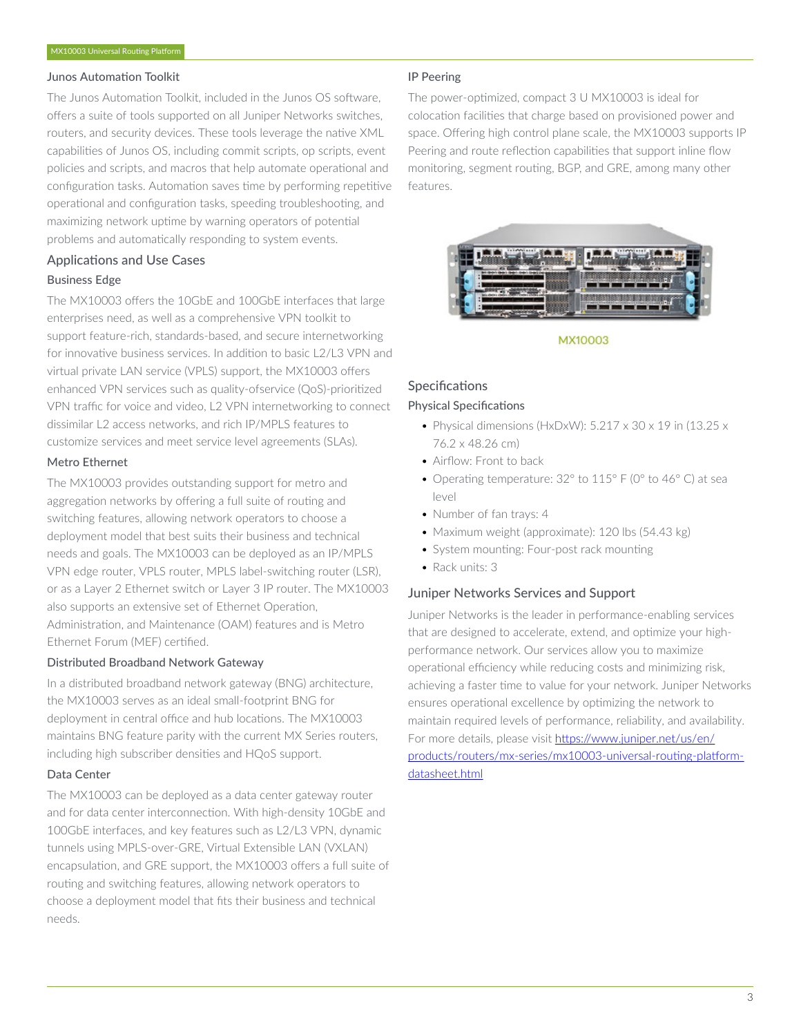### Junos Automation Toolkit

The Junos Automation Toolkit, included in the Junos OS software, offers a suite of tools supported on all Juniper Networks switches, routers, and security devices. These tools leverage the native XML capabilities of Junos OS, including commit scripts, op scripts, event policies and scripts, and macros that help automate operational and configuration tasks. Automation saves time by performing repetitive operational and configuration tasks, speeding troubleshooting, and maximizing network uptime by warning operators of potential problems and automatically responding to system events.

## Applications and Use Cases

### Business Edge

The MX10003 offers the 10GbE and 100GbE interfaces that large enterprises need, as well as a comprehensive VPN toolkit to support feature-rich, standards-based, and secure internetworking for innovative business services. In addition to basic L2/L3 VPN and virtual private LAN service (VPLS) support, the MX10003 offers enhanced VPN services such as quality-ofservice (QoS)-prioritized VPN traffic for voice and video, L2 VPN internetworking to connect dissimilar L2 access networks, and rich IP/MPLS features to customize services and meet service level agreements (SLAs).

### Metro Ethernet

The MX10003 provides outstanding support for metro and aggregation networks by offering a full suite of routing and switching features, allowing network operators to choose a deployment model that best suits their business and technical needs and goals. The MX10003 can be deployed as an IP/MPLS VPN edge router, VPLS router, MPLS label-switching router (LSR), or as a Layer 2 Ethernet switch or Layer 3 IP router. The MX10003 also supports an extensive set of Ethernet Operation, Administration, and Maintenance (OAM) features and is Metro Ethernet Forum (MEF) certified.

### Distributed Broadband Network Gateway

In a distributed broadband network gateway (BNG) architecture, the MX10003 serves as an ideal small-footprint BNG for deployment in central office and hub locations. The MX10003 maintains BNG feature parity with the current MX Series routers, including high subscriber densities and HQoS support.

### Data Center

The MX10003 can be deployed as a data center gateway router and for data center interconnection. With high-density 10GbE and 100GbE interfaces, and key features such as L2/L3 VPN, dynamic tunnels using MPLS-over-GRE, Virtual Extensible LAN (VXLAN) encapsulation, and GRE support, the MX10003 offers a full suite of routing and switching features, allowing network operators to choose a deployment model that fits their business and technical needs.

### IP Peering

The power-optimized, compact 3 U MX10003 is ideal for colocation facilities that charge based on provisioned power and space. Offering high control plane scale, the MX10003 supports IP Peering and route reflection capabilities that support inline flow monitoring, segment routing, BGP, and GRE, among many other features.

MX10003

## Specifications

### Physical Specifications

- Physical dimensions (HxDxW): 5.217 x 30 x 19 in (13.25 x 76.2 x 48.26 cm)
- Airflow: Front to back
- Operating temperature: 32° to 115° F (0° to 46° C) at sea level
- Number of fan trays: 4
- Maximum weight (approximate): 120 lbs (54.43 kg)
- System mounting: Four-post rack mounting
- Rack units: 3

## Juniper Networks Services and Support

Juniper Networks is the leader in performance-enabling services that are designed to accelerate, extend, and optimize your high-performance network. Our services allow you to maximize operational efficiency while reducing costs and minimizing risk, achieving a faster time to value for your network. Juniper Networks ensures operational excellence by optimizing the network to maintain required levels of performance, reliability, and availability. For more details, please visit [https://www.juniper.net/us/en/products/routers/mx-series/mx10003-universal-routing-platform-datasheet.html](https://www.juniper.net/us/en/products/routers/mx-series/mx10003-universal-routing-platform-datasheet.html)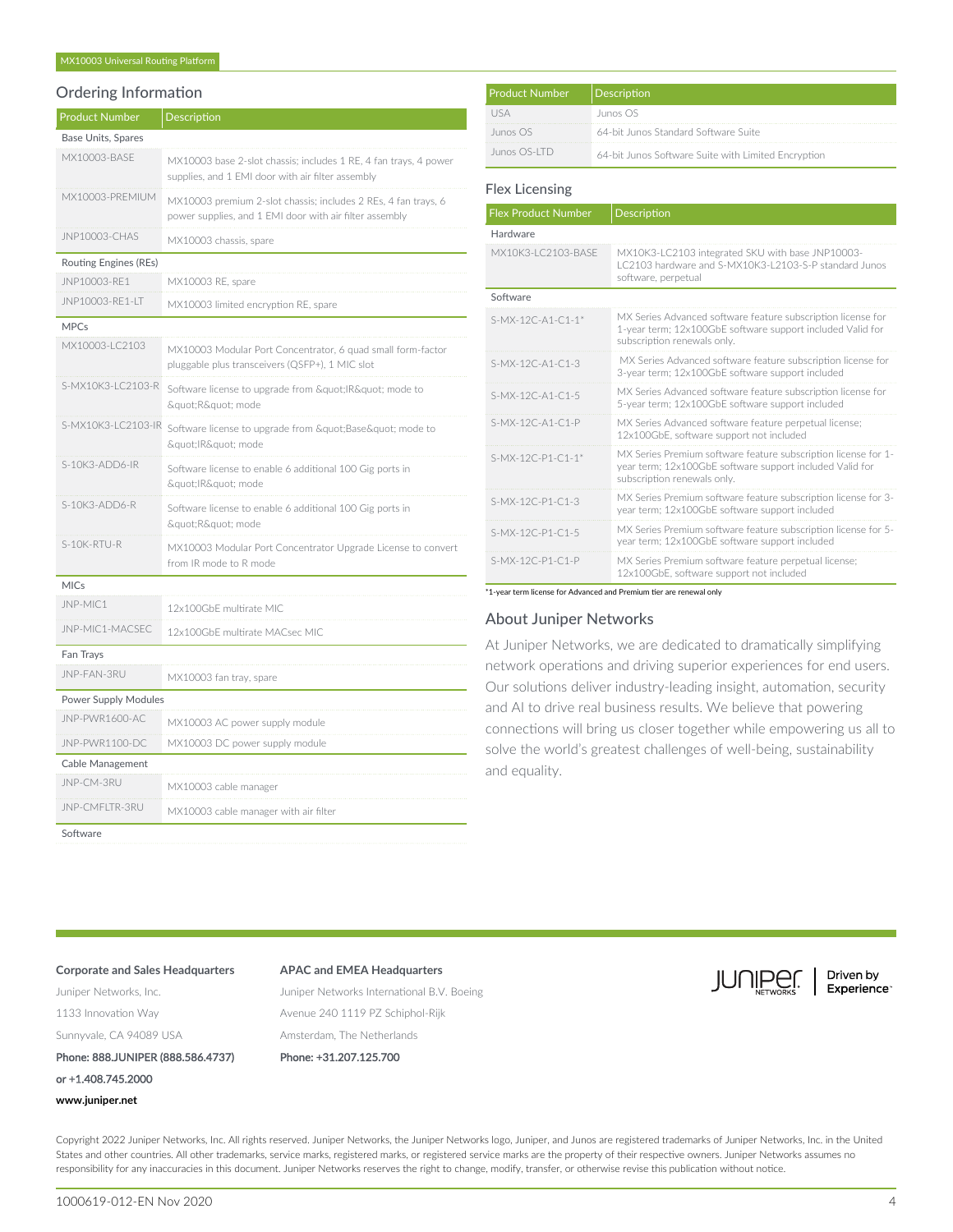## Ordering Information

| Product Number | Description |
|---|---|
| **Base Units, Spares** | |
| MX10003-BASE | MX10003 base 2-slot chassis; includes 1 RE, 4 fan trays, 4 power supplies, and 1 EMI door with air filter assembly |
| MX10003-PREMIUM | MX10003 premium 2-slot chassis; includes 2 REs, 4 fan trays, 6 power supplies, and 1 EMI door with air filter assembly |
| JNP10003-CHAS | MX10003 chassis, spare |
| **Routing Engines (REs)** | |
| JNP10003-RE1 | MX10003 RE, spare |
| JNP10003-RE1-LT | MX10003 limited encryption RE, spare |
| **MPCs** | |
| MX10003-LC2103 | MX10003 Modular Port Concentrator, 6 quad small form-factor pluggable plus transceivers (QSFP+), 1 MIC slot |
| S-MX10K3-LC2103-R | Software license to upgrade from &quot;IR&quot; mode to &quot;R&quot; mode |
| S-MX10K3-LC2103-IR | Software license to upgrade from &quot;Base&quot; mode to &quot;IR&quot; mode |
| S-10K3-ADD6-IR | Software license to enable 6 additional 100 Gig ports in &quot;IR&quot; mode |
| S-10K3-ADD6-R | Software license to enable 6 additional 100 Gig ports in &quot;R&quot; mode |
| S-10K-RTU-R | MX10003 Modular Port Concentrator Upgrade License to convert from IR mode to R mode |
| **MICs** | |
| JNP-MIC1 | 12x100GbE multirate MIC |
| JNP-MIC1-MACSEC | 12x100GbE multirate MACsec MIC |
| **Fan Trays** | |
| JNP-FAN-3RU | MX10003 fan tray, spare |
| **Power Supply Modules** | |
| JNP-PWR1600-AC | MX10003 AC power supply module |
| JNP-PWR1100-DC | MX10003 DC power supply module |
| **Cable Management** | |
| JNP-CM-3RU | MX10003 cable manager |
| JNP-CMFLTR-3RU | MX10003 cable manager with air filter |
| **Software** | |
| USA | Junos OS |
| Junos OS | 64-bit Junos Standard Software Suite |
| Junos OS-LTD | 64-bit Junos Software Suite with Limited Encryption |

## Flex Licensing

| Flex Product Number | Description |
|---|---|
| **Hardware** | |
| MX10K3-LC2103-BASE | MX10K3-LC2103 integrated SKU with base JNP10003-LC2103 hardware and S-MX10K3-L2103-S-P standard Junos software, perpetual |
| **Software** | |
| S-MX-12C-A1-C1-1* | MX Series Advanced software feature subscription license for 1-year term; 12x100GbE software support included Valid for subscription renewals only. |
| S-MX-12C-A1-C1-3 | MX Series Advanced software feature subscription license for 3-year term; 12x100GbE software support included |
| S-MX-12C-A1-C1-5 | MX Series Advanced software feature subscription license for 5-year term; 12x100GbE software support included |
| S-MX-12C-A1-C1-P | MX Series Advanced software feature perpetual license; 12x100GbE, software support not included |
| S-MX-12C-P1-C1-1* | MX Series Premium software feature subscription license for 1-year term; 12x100GbE software support included Valid for subscription renewals only. |
| S-MX-12C-P1-C1-3 | MX Series Premium software feature subscription license for 3-year term; 12x100GbE software support included |
| S-MX-12C-P1-C1-5 | MX Series Premium software feature subscription license for 5-year term; 12x100GbE software support included |
| S-MX-12C-P1-C1-P | MX Series Premium software feature perpetual license; 12x100GbE, software support not included |

*1-year term license for Advanced and Premium tier are renewal only

## About Juniper Networks

At Juniper Networks, we are dedicated to dramatically simplifying network operations and driving superior experiences for end users. Our solutions deliver industry-leading insight, automation, security and AI to drive real business results. We believe that powering connections will bring us closer together while empowering us all to solve the world's greatest challenges of well-being, sustainability and equality.

**Corporate and Sales Headquarters**

Juniper Networks, Inc.

1133 Innovation Way

Sunnyvale, CA 94089 USA

**Phone: 888.JUNIPER (888.586.4737)**

**or +1.408.745.2000**

**www.juniper.net**

**APAC and EMEA Headquarters**

Juniper Networks International B.V. Boeing

Avenue 240 1119 PZ Schiphol-Rijk

Amsterdam, The Netherlands

**Phone: +31.207.125.700**

Juniper Networks | Driven by Experience

Copyright 2022 Juniper Networks, Inc. All rights reserved. Juniper Networks, the Juniper Networks logo, Juniper, and Junos are registered trademarks of Juniper Networks, Inc. in the United States and other countries. All other trademarks, service marks, registered marks, or registered service marks are the property of their respective owners. Juniper Networks assumes no responsibility for any inaccuracies in this document. Juniper Networks reserves the right to change, modify, transfer, or otherwise revise this publication without notice.

1000619-012-EN Nov 2020